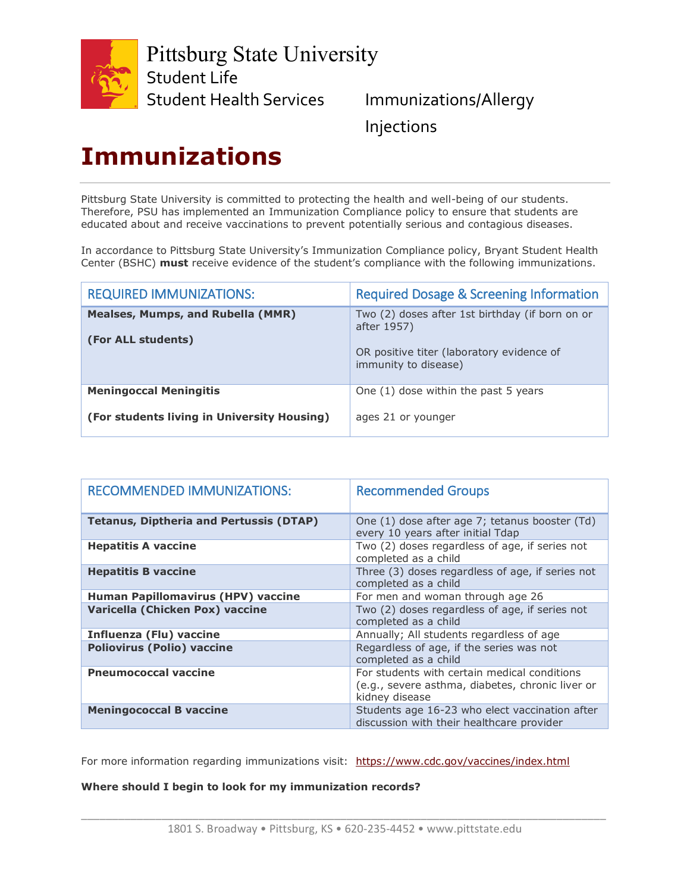Pittsburg State University
Student Life
Student Health Services

Immunizations/Allergy Injections

# Immunizations

Pittsburg State University is committed to protecting the health and well-being of our students. Therefore, PSU has implemented an Immunization Compliance policy to ensure that students are educated about and receive vaccinations to prevent potentially serious and contagious diseases.

In accordance to Pittsburg State University's Immunization Compliance policy, Bryant Student Health Center (BSHC) **must** receive evidence of the student's compliance with the following immunizations.

| REQUIRED IMMUNIZATIONS: | Required Dosage & Screening Information |
|---|---|
| **Mealses, Mumps, and Rubella (MMR)**<br><br>**(For ALL students)** | Two (2) doses after 1st birthday (if born on or after 1957)<br><br>OR positive titer (laboratory evidence of immunity to disease) |
| **Meningoccal Meningitis**<br><br>**(For students living in University Housing)** | One (1) dose within the past 5 years<br><br>ages 21 or younger |

| RECOMMENDED IMMUNIZATIONS: | Recommended Groups |
|---|---|
| **Tetanus, Diptheria and Pertussis (DTAP)** | One (1) dose after age 7; tetanus booster (Td) every 10 years after initial Tdap |
| **Hepatitis A vaccine** | Two (2) doses regardless of age, if series not completed as a child |
| **Hepatitis B vaccine** | Three (3) doses regardless of age, if series not completed as a child |
| **Human Papillomavirus (HPV) vaccine** | For men and woman through age 26 |
| **Varicella (Chicken Pox) vaccine** | Two (2) doses regardless of age, if series not completed as a child |
| **Influenza (Flu) vaccine** | Annually; All students regardless of age |
| **Poliovirus (Polio) vaccine** | Regardless of age, if the series was not completed as a child |
| **Pneumococcal vaccine** | For students with certain medical conditions (e.g., severe asthma, diabetes, chronic liver or kidney disease |
| **Meningococcal B vaccine** | Students age 16-23 who elect vaccination after discussion with their healthcare provider |

For more information regarding immunizations visit: https://www.cdc.gov/vaccines/index.html

**Where should I begin to look for my immunization records?**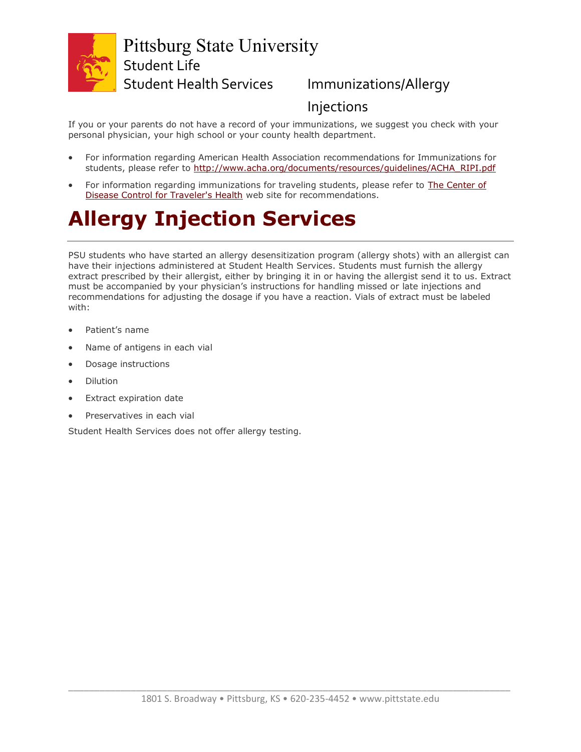# Pittsburg State University

Student Life

Student Health Services

Immunizations/Allergy Injections

If you or your parents do not have a record of your immunizations, we suggest you check with your personal physician, your high school or your county health department.

- For information regarding American Health Association recommendations for Immunizations for students, please refer to [http://www.acha.org/documents/resources/guidelines/ACHA_RIPI.pdf](http://www.acha.org/documents/resources/guidelines/ACHA_RIPI.pdf)
- For information regarding immunizations for traveling students, please refer to The Center of Disease Control for Traveler's Health web site for recommendations.

# Allergy Injection Services

PSU students who have started an allergy desensitization program (allergy shots) with an allergist can have their injections administered at Student Health Services. Students must furnish the allergy extract prescribed by their allergist, either by bringing it in or having the allergist send it to us. Extract must be accompanied by your physician's instructions for handling missed or late injections and recommendations for adjusting the dosage if you have a reaction. Vials of extract must be labeled with:

- Patient's name
- Name of antigens in each vial
- Dosage instructions
- Dilution
- Extract expiration date
- Preservatives in each vial

Student Health Services does not offer allergy testing.